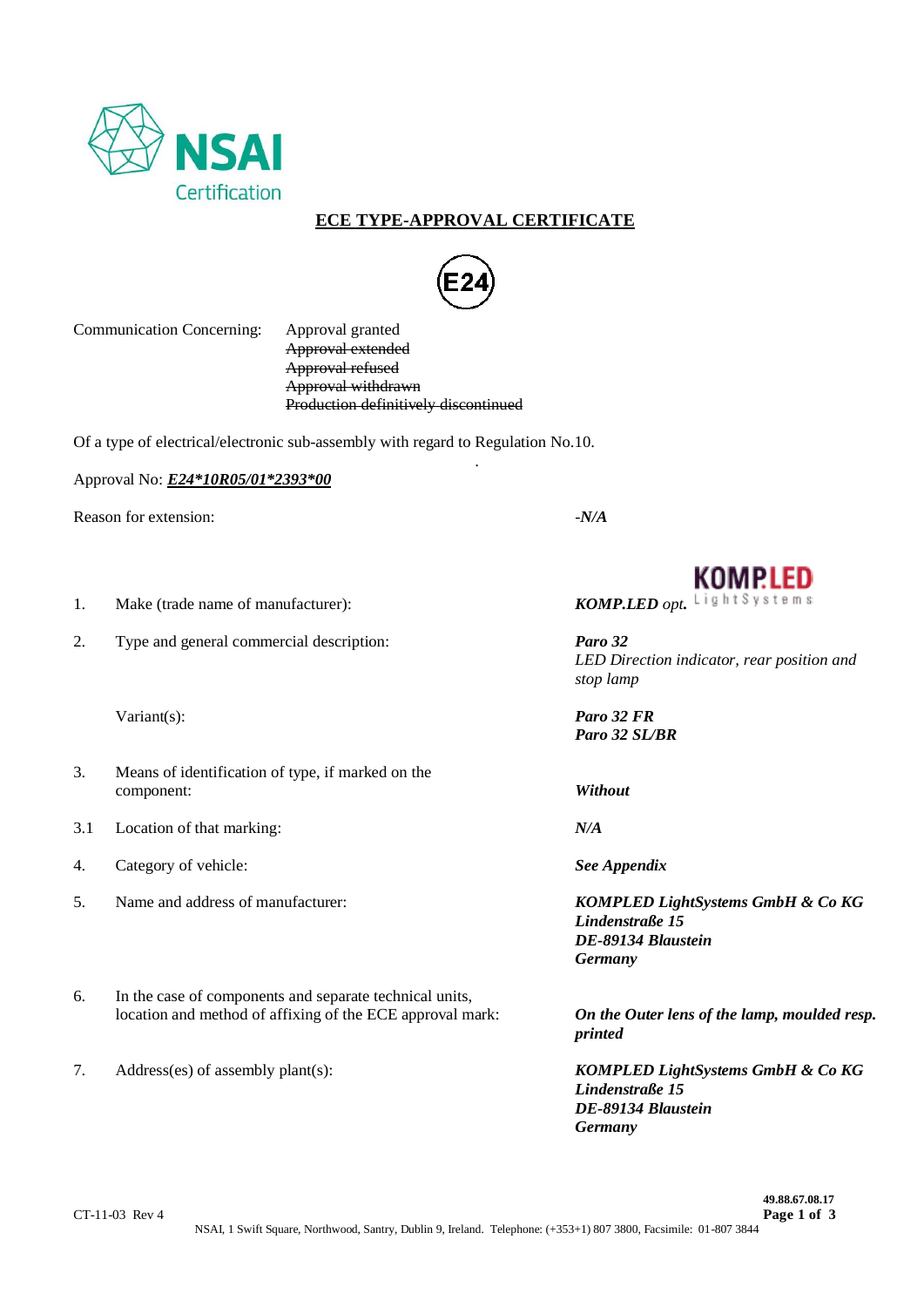NSAI Certification

# ECE TYPE-APPROVAL CERTIFICATE

E24

Communication Concerning: Approval granted
~~Approval extended~~
~~Approval refused~~
~~Approval withdrawn~~
~~Production definitively discontinued~~

Of a type of electrical/electronic sub-assembly with regard to Regulation No.10.

Approval No: ***E24*10R05/01*2393*00***

Reason for extension: *-N/A*

| | | |
|---|---|---|
| 1. | Make (trade name of manufacturer): | ***KOMP.LED*** *opt.* KOMP.LED LightSystems |
| 2. | Type and general commercial description: | ***Paro 32***<br>*LED Direction indicator, rear position and stop lamp* |
| | Variant(s): | ***Paro 32 FR***<br>***Paro 32 SL/BR*** |
| 3. | Means of identification of type, if marked on the component: | ***Without*** |
| 3.1 | Location of that marking: | ***N/A*** |
| 4. | Category of vehicle: | ***See Appendix*** |
| 5. | Name and address of manufacturer: | ***KOMPLED LightSystems GmbH & Co KG***<br>***Lindenstraße 15***<br>***DE-89134 Blaustein***<br>***Germany*** |
| 6. | In the case of components and separate technical units, location and method of affixing of the ECE approval mark: | ***On the Outer lens of the lamp, moulded resp. printed*** |
| 7. | Address(es) of assembly plant(s): | ***KOMPLED LightSystems GmbH & Co KG***<br>***Lindenstraße 15***<br>***DE-89134 Blaustein***<br>***Germany*** |

CT-11-03 Rev 4

49.88.67.08.17

NSAI, 1 Swift Square, Northwood, Santry, Dublin 9, Ireland. Telephone: (+353+1) 807 3800, Facsimile: 01-807 3844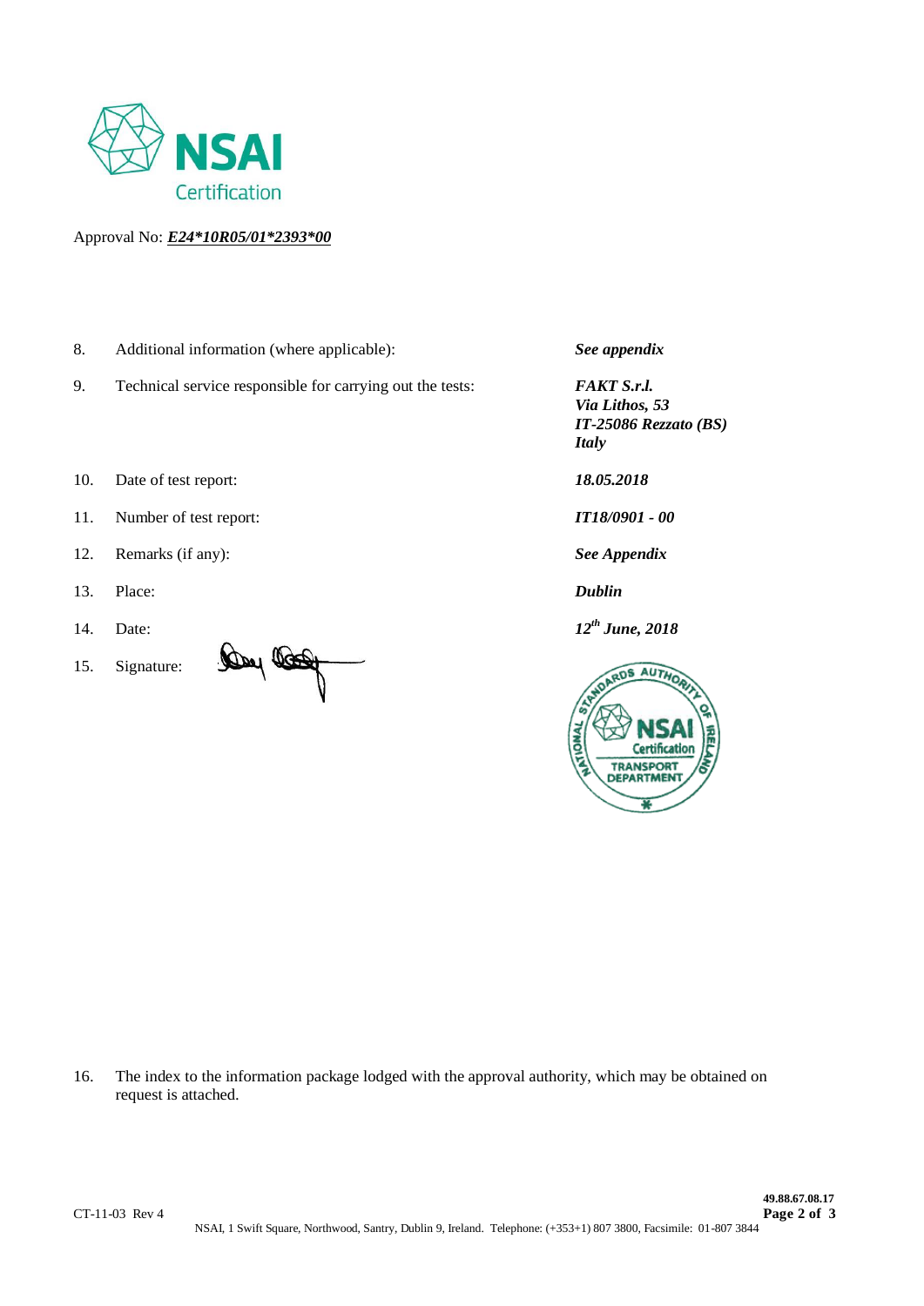Approval No: ***E24*10R05/01*2393*00***

| | | |
|---|---|---|
| 8. | Additional information (where applicable): | ***See appendix*** |
| 9. | Technical service responsible for carrying out the tests: | ***FAKT S.r.l.***<br>***Via Lithos, 53***<br>***IT-25086 Rezzato (BS)***<br>***Italy*** |
| 10. | Date of test report: | ***18.05.2018*** |
| 11. | Number of test report: | ***IT18/0901 - 00*** |
| 12. | Remarks (if any): | ***See Appendix*** |
| 13. | Place: | ***Dublin*** |
| 14. | Date: | ***12th June, 2018*** |
| 15. | Signature: | |

16. The index to the information package lodged with the approval authority, which may be obtained on request is attached.

CT-11-03 Rev 4

49.88.67.08.17

NSAI, 1 Swift Square, Northwood, Santry, Dublin 9, Ireland. Telephone: (+353+1) 807 3800, Facsimile: 01-807 3844